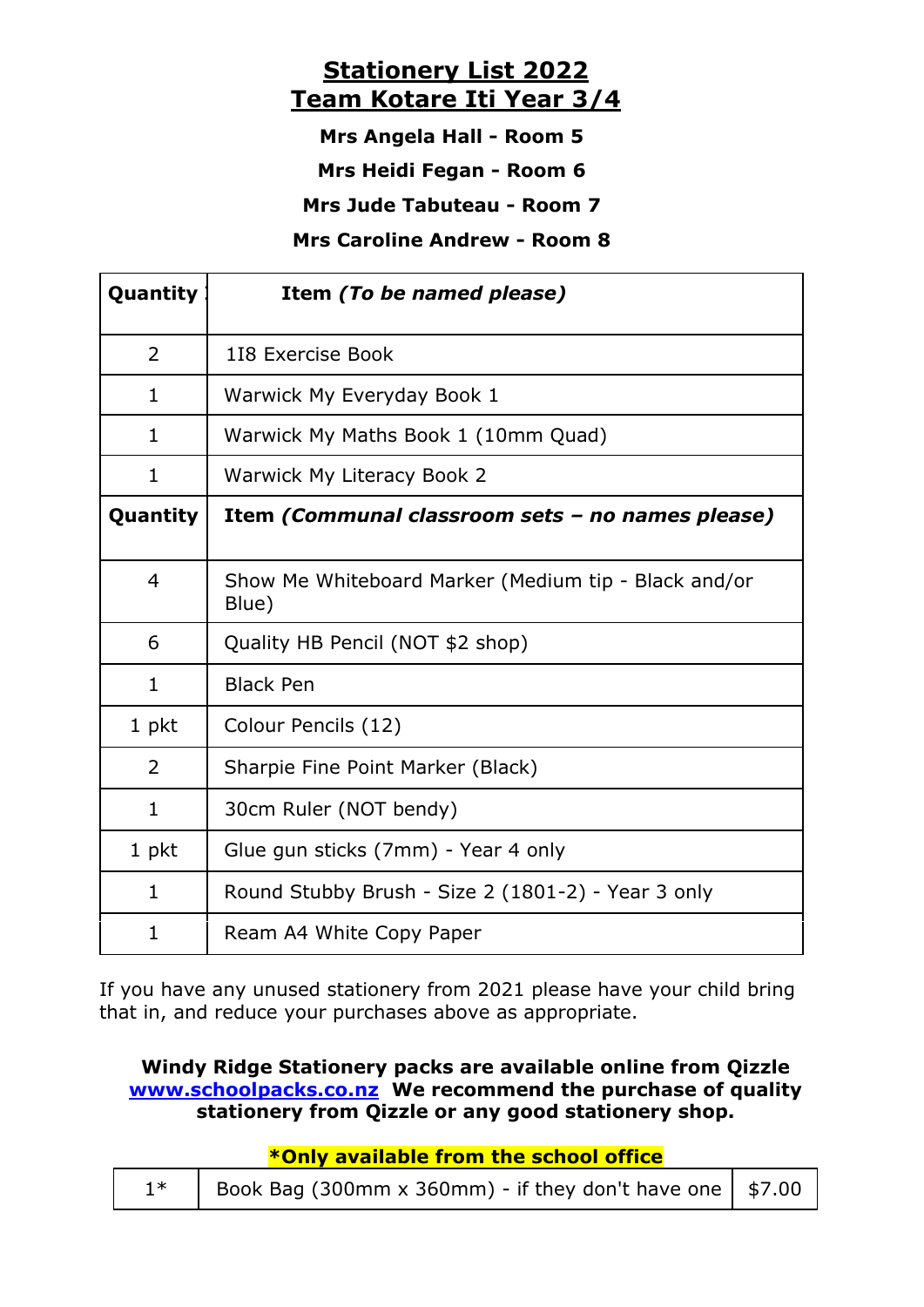# Stationery List 2022
# Team Kotare Iti Year 3/4

**Mrs Angela Hall - Room 5**

**Mrs Heidi Fegan - Room 6**

**Mrs Jude Tabuteau - Room 7**

**Mrs Caroline Andrew - Room 8**

| Quantity | Item *(To be named please)* |
|---|---|
| 2 | 1I8 Exercise Book |
| 1 | Warwick My Everyday Book 1 |
| 1 | Warwick My Maths Book 1 (10mm Quad) |
| 1 | Warwick My Literacy Book 2 |
| **Quantity** | **Item *(Communal classroom sets – no names please)*** |
| 4 | Show Me Whiteboard Marker (Medium tip - Black and/or Blue) |
| 6 | Quality HB Pencil (NOT $2 shop) |
| 1 | Black Pen |
| 1 pkt | Colour Pencils (12) |
| 2 | Sharpie Fine Point Marker (Black) |
| 1 | 30cm Ruler (NOT bendy) |
| 1 pkt | Glue gun sticks (7mm) - Year 4 only |
| 1 | Round Stubby Brush - Size 2 (1801-2) - Year 3 only |
| 1 | Ream A4 White Copy Paper |

If you have any unused stationery from 2021 please have your child bring that in, and reduce your purchases above as appropriate.

**Windy Ridge Stationery packs are available online from Qizzle [www.schoolpacks.co.nz](http://www.schoolpacks.co.nz) We recommend the purchase of quality stationery from Qizzle or any good stationery shop.**

**\*Only available from the school office**

| | | |
|---|---|---|
| 1* | Book Bag (300mm x 360mm) - if they don't have one | $7.00 |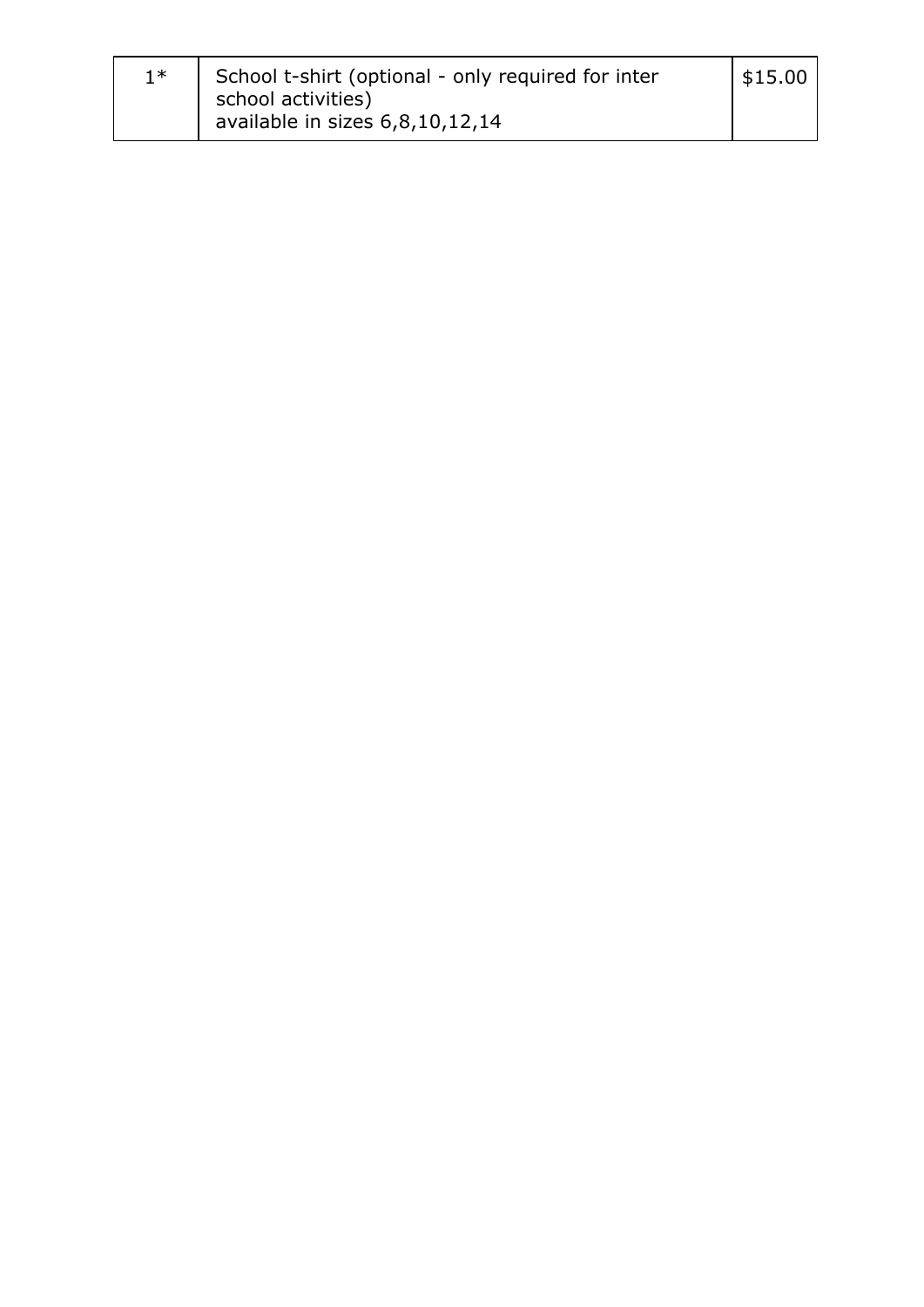| | | |
|---|---|---|
| 1* | School t-shirt (optional - only required for inter school activities) available in sizes 6,8,10,12,14 | $15.00 |